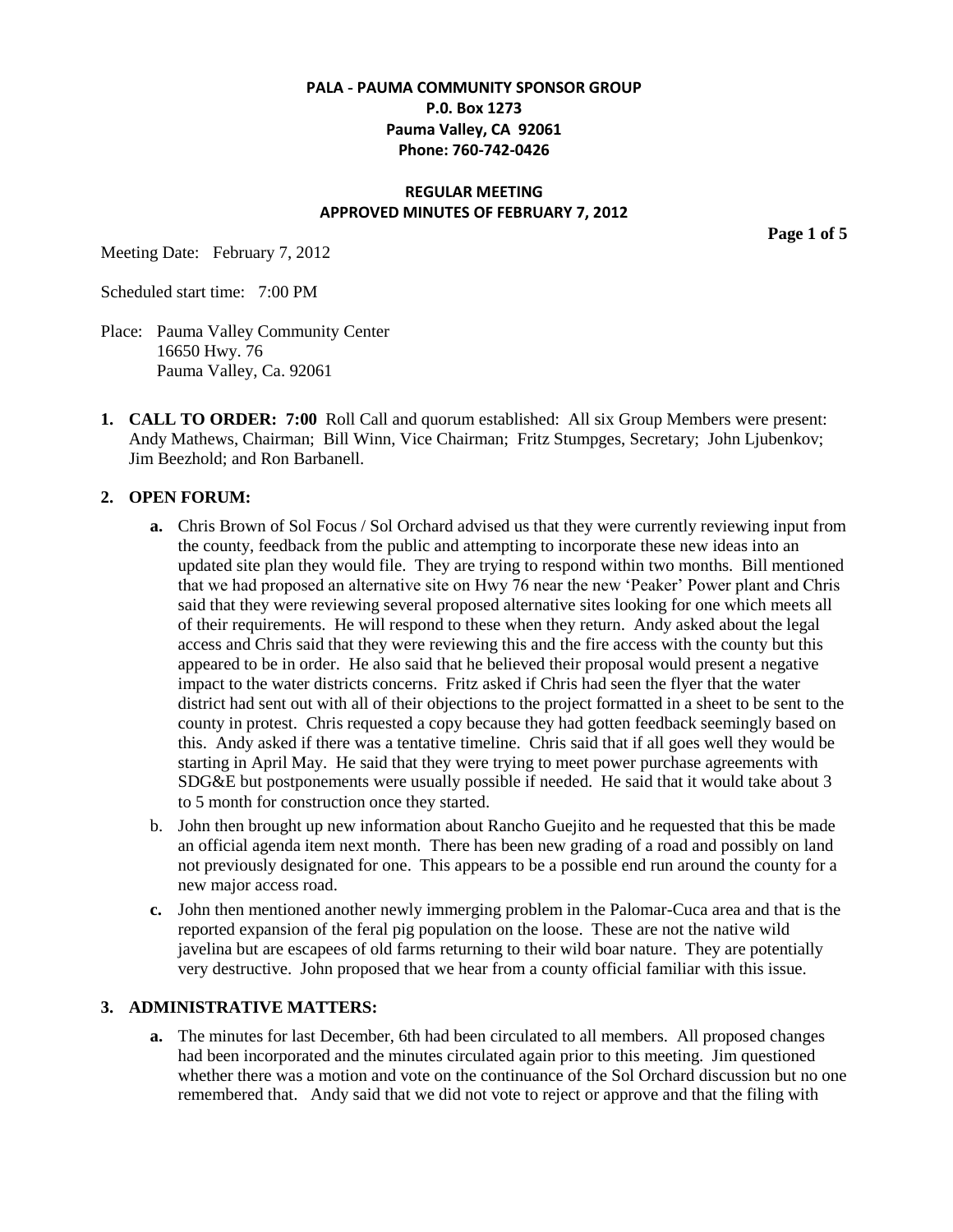**PALA - PAUMA COMMUNITY SPONSOR GROUP**
**P.0. Box 1273**
**Pauma Valley, CA 92061**
**Phone: 760-742-0426**

**REGULAR MEETING**
**APPROVED MINUTES OF FEBRUARY 7, 2012**

Meeting Date: February 7, 2012

Scheduled start time: 7:00 PM

Place: Pauma Valley Community Center
16650 Hwy. 76
Pauma Valley, Ca. 92061

1. **CALL TO ORDER: 7:00** Roll Call and quorum established: All six Group Members were present: Andy Mathews, Chairman; Bill Winn, Vice Chairman; Fritz Stumpges, Secretary; John Ljubenkov; Jim Beezhold; and Ron Barbanell.

2. **OPEN FORUM:**

   **a.** Chris Brown of Sol Focus / Sol Orchard advised us that they were currently reviewing input from the county, feedback from the public and attempting to incorporate these new ideas into an updated site plan they would file. They are trying to respond within two months. Bill mentioned that we had proposed an alternative site on Hwy 76 near the new 'Peaker' Power plant and Chris said that they were reviewing several proposed alternative sites looking for one which meets all of their requirements. He will respond to these when they return. Andy asked about the legal access and Chris said that they were reviewing this and the fire access with the county but this appeared to be in order. He also said that he believed their proposal would present a negative impact to the water districts concerns. Fritz asked if Chris had seen the flyer that the water district had sent out with all of their objections to the project formatted in a sheet to be sent to the county in protest. Chris requested a copy because they had gotten feedback seemingly based on this. Andy asked if there was a tentative timeline. Chris said that if all goes well they would be starting in April May. He said that they were trying to meet power purchase agreements with SDG&E but postponements were usually possible if needed. He said that it would take about 3 to 5 month for construction once they started.

   b. John then brought up new information about Rancho Guejito and he requested that this be made an official agenda item next month. There has been new grading of a road and possibly on land not previously designated for one. This appears to be a possible end run around the county for a new major access road.

   **c.** John then mentioned another newly immerging problem in the Palomar-Cuca area and that is the reported expansion of the feral pig population on the loose. These are not the native wild javelina but are escapees of old farms returning to their wild boar nature. They are potentially very destructive. John proposed that we hear from a county official familiar with this issue.

3. **ADMINISTRATIVE MATTERS:**

   **a.** The minutes for last December, 6th had been circulated to all members. All proposed changes had been incorporated and the minutes circulated again prior to this meeting. Jim questioned whether there was a motion and vote on the continuance of the Sol Orchard discussion but no one remembered that. Andy said that we did not vote to reject or approve and that the filing with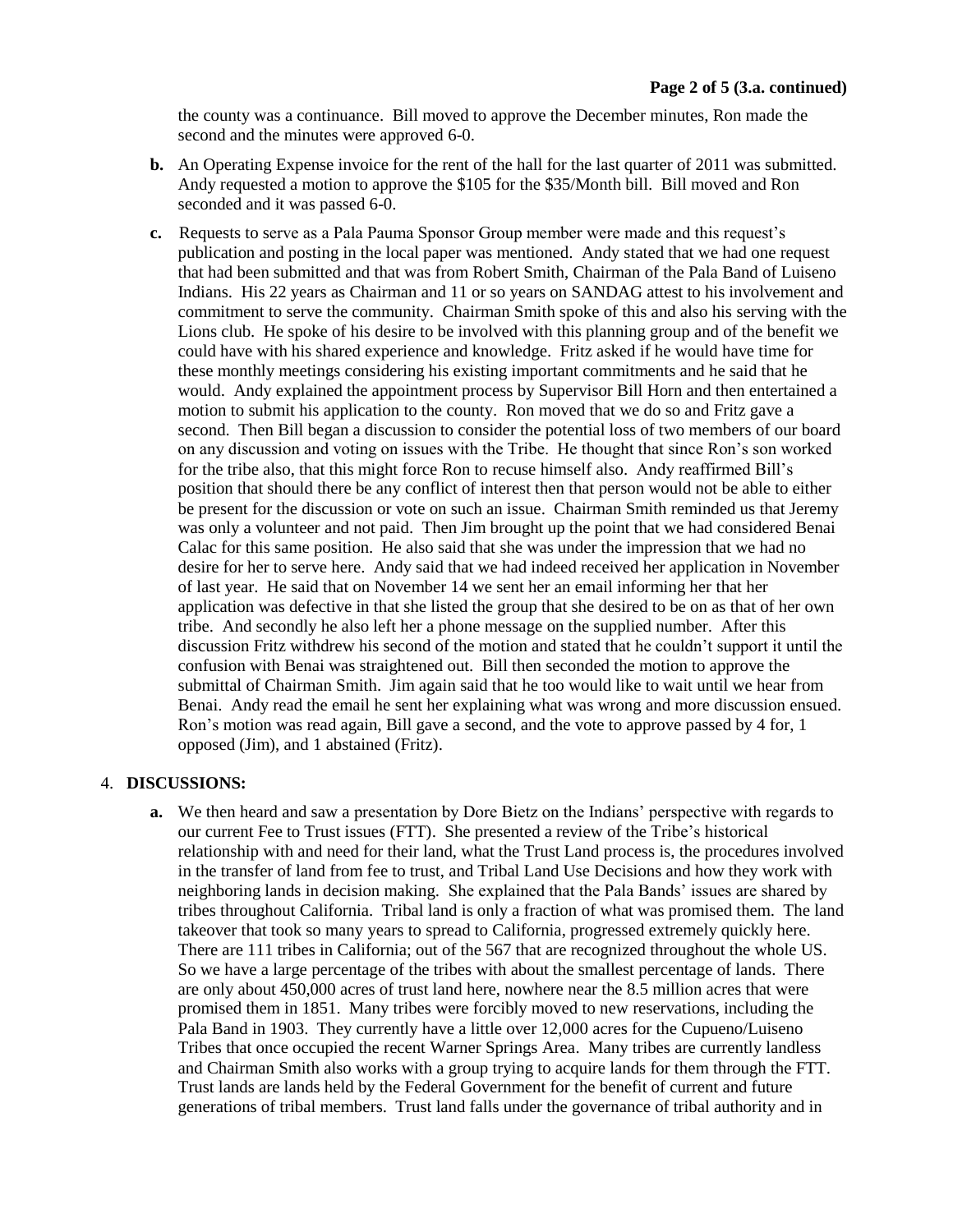the county was a continuance. Bill moved to approve the December minutes, Ron made the second and the minutes were approved 6-0.

**b.** An Operating Expense invoice for the rent of the hall for the last quarter of 2011 was submitted. Andy requested a motion to approve the $105 for the $35/Month bill. Bill moved and Ron seconded and it was passed 6-0.

**c.** Requests to serve as a Pala Pauma Sponsor Group member were made and this request's publication and posting in the local paper was mentioned. Andy stated that we had one request that had been submitted and that was from Robert Smith, Chairman of the Pala Band of Luiseno Indians. His 22 years as Chairman and 11 or so years on SANDAG attest to his involvement and commitment to serve the community. Chairman Smith spoke of this and also his serving with the Lions club. He spoke of his desire to be involved with this planning group and of the benefit we could have with his shared experience and knowledge. Fritz asked if he would have time for these monthly meetings considering his existing important commitments and he said that he would. Andy explained the appointment process by Supervisor Bill Horn and then entertained a motion to submit his application to the county. Ron moved that we do so and Fritz gave a second. Then Bill began a discussion to consider the potential loss of two members of our board on any discussion and voting on issues with the Tribe. He thought that since Ron's son worked for the tribe also, that this might force Ron to recuse himself also. Andy reaffirmed Bill's position that should there be any conflict of interest then that person would not be able to either be present for the discussion or vote on such an issue. Chairman Smith reminded us that Jeremy was only a volunteer and not paid. Then Jim brought up the point that we had considered Benai Calac for this same position. He also said that she was under the impression that we had no desire for her to serve here. Andy said that we had indeed received her application in November of last year. He said that on November 14 we sent her an email informing her that her application was defective in that she listed the group that she desired to be on as that of her own tribe. And secondly he also left her a phone message on the supplied number. After this discussion Fritz withdrew his second of the motion and stated that he couldn't support it until the confusion with Benai was straightened out. Bill then seconded the motion to approve the submittal of Chairman Smith. Jim again said that he too would like to wait until we hear from Benai. Andy read the email he sent her explaining what was wrong and more discussion ensued. Ron's motion was read again, Bill gave a second, and the vote to approve passed by 4 for, 1 opposed (Jim), and 1 abstained (Fritz).

4. **DISCUSSIONS:**

**a.** We then heard and saw a presentation by Dore Bietz on the Indians' perspective with regards to our current Fee to Trust issues (FTT). She presented a review of the Tribe's historical relationship with and need for their land, what the Trust Land process is, the procedures involved in the transfer of land from fee to trust, and Tribal Land Use Decisions and how they work with neighboring lands in decision making. She explained that the Pala Bands' issues are shared by tribes throughout California. Tribal land is only a fraction of what was promised them. The land takeover that took so many years to spread to California, progressed extremely quickly here. There are 111 tribes in California; out of the 567 that are recognized throughout the whole US. So we have a large percentage of the tribes with about the smallest percentage of lands. There are only about 450,000 acres of trust land here, nowhere near the 8.5 million acres that were promised them in 1851. Many tribes were forcibly moved to new reservations, including the Pala Band in 1903. They currently have a little over 12,000 acres for the Cupeuno/Luiseno Tribes that once occupied the recent Warner Springs Area. Many tribes are currently landless and Chairman Smith also works with a group trying to acquire lands for them through the FTT. Trust lands are lands held by the Federal Government for the benefit of current and future generations of tribal members. Trust land falls under the governance of tribal authority and in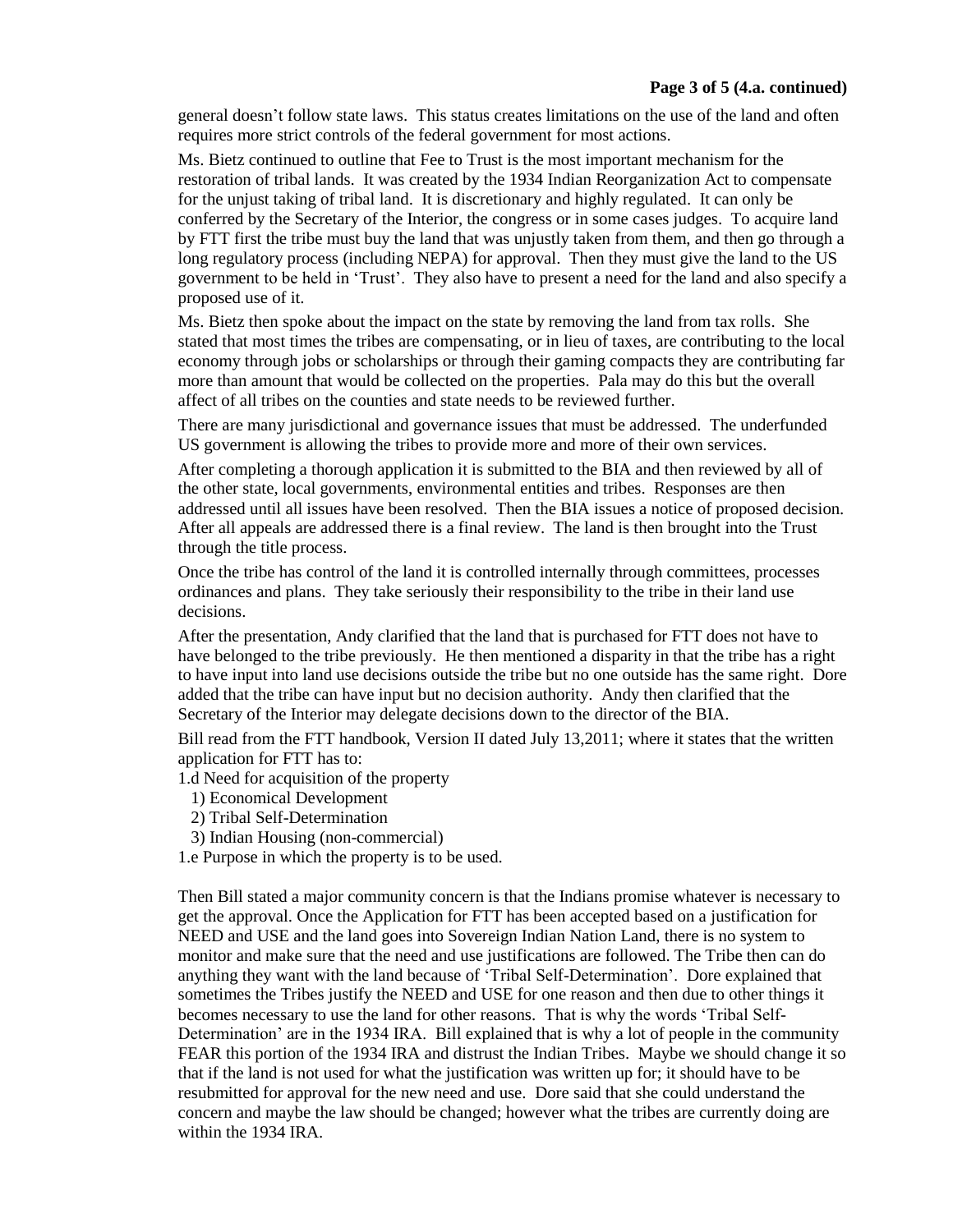general doesn't follow state laws. This status creates limitations on the use of the land and often requires more strict controls of the federal government for most actions.

Ms. Bietz continued to outline that Fee to Trust is the most important mechanism for the restoration of tribal lands. It was created by the 1934 Indian Reorganization Act to compensate for the unjust taking of tribal land. It is discretionary and highly regulated. It can only be conferred by the Secretary of the Interior, the congress or in some cases judges. To acquire land by FTT first the tribe must buy the land that was unjustly taken from them, and then go through a long regulatory process (including NEPA) for approval. Then they must give the land to the US government to be held in 'Trust'. They also have to present a need for the land and also specify a proposed use of it.

Ms. Bietz then spoke about the impact on the state by removing the land from tax rolls. She stated that most times the tribes are compensating, or in lieu of taxes, are contributing to the local economy through jobs or scholarships or through their gaming compacts they are contributing far more than amount that would be collected on the properties. Pala may do this but the overall affect of all tribes on the counties and state needs to be reviewed further.

There are many jurisdictional and governance issues that must be addressed. The underfunded US government is allowing the tribes to provide more and more of their own services.

After completing a thorough application it is submitted to the BIA and then reviewed by all of the other state, local governments, environmental entities and tribes. Responses are then addressed until all issues have been resolved. Then the BIA issues a notice of proposed decision. After all appeals are addressed there is a final review. The land is then brought into the Trust through the title process.

Once the tribe has control of the land it is controlled internally through committees, processes ordinances and plans. They take seriously their responsibility to the tribe in their land use decisions.

After the presentation, Andy clarified that the land that is purchased for FTT does not have to have belonged to the tribe previously. He then mentioned a disparity in that the tribe has a right to have input into land use decisions outside the tribe but no one outside has the same right. Dore added that the tribe can have input but no decision authority. Andy then clarified that the Secretary of the Interior may delegate decisions down to the director of the BIA.

Bill read from the FTT handbook, Version II dated July 13,2011; where it states that the written application for FTT has to:

1.d Need for acquisition of the property
  1) Economical Development
  2) Tribal Self-Determination
  3) Indian Housing (non-commercial)
1.e Purpose in which the property is to be used.

Then Bill stated a major community concern is that the Indians promise whatever is necessary to get the approval. Once the Application for FTT has been accepted based on a justification for NEED and USE and the land goes into Sovereign Indian Nation Land, there is no system to monitor and make sure that the need and use justifications are followed. The Tribe then can do anything they want with the land because of 'Tribal Self-Determination'. Dore explained that sometimes the Tribes justify the NEED and USE for one reason and then due to other things it becomes necessary to use the land for other reasons. That is why the words 'Tribal Self-Determination' are in the 1934 IRA. Bill explained that is why a lot of people in the community FEAR this portion of the 1934 IRA and distrust the Indian Tribes. Maybe we should change it so that if the land is not used for what the justification was written up for; it should have to be resubmitted for approval for the new need and use. Dore said that she could understand the concern and maybe the law should be changed; however what the tribes are currently doing are within the 1934 IRA.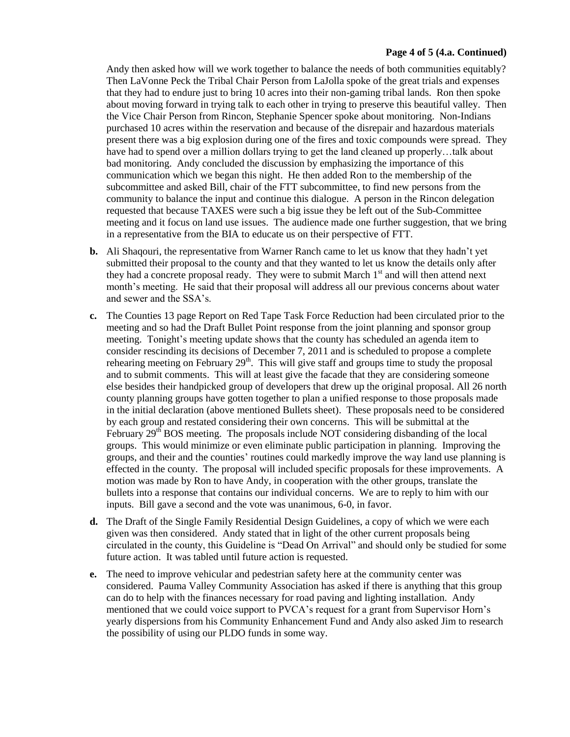**(4.a. Continued)**

Andy then asked how will we work together to balance the needs of both communities equitably? Then LaVonne Peck the Tribal Chair Person from LaJolla spoke of the great trials and expenses that they had to endure just to bring 10 acres into their non-gaming tribal lands. Ron then spoke about moving forward in trying talk to each other in trying to preserve this beautiful valley. Then the Vice Chair Person from Rincon, Stephanie Spencer spoke about monitoring. Non-Indians purchased 10 acres within the reservation and because of the disrepair and hazardous materials present there was a big explosion during one of the fires and toxic compounds were spread. They have had to spend over a million dollars trying to get the land cleaned up properly…talk about bad monitoring. Andy concluded the discussion by emphasizing the importance of this communication which we began this night. He then added Ron to the membership of the subcommittee and asked Bill, chair of the FTT subcommittee, to find new persons from the community to balance the input and continue this dialogue. A person in the Rincon delegation requested that because TAXES were such a big issue they be left out of the Sub-Committee meeting and it focus on land use issues. The audience made one further suggestion, that we bring in a representative from the BIA to educate us on their perspective of FTT.

**b.** Ali Shaqouri, the representative from Warner Ranch came to let us know that they hadn't yet submitted their proposal to the county and that they wanted to let us know the details only after they had a concrete proposal ready. They were to submit March 1st and will then attend next month's meeting. He said that their proposal will address all our previous concerns about water and sewer and the SSA's.

**c.** The Counties 13 page Report on Red Tape Task Force Reduction had been circulated prior to the meeting and so had the Draft Bullet Point response from the joint planning and sponsor group meeting. Tonight's meeting update shows that the county has scheduled an agenda item to consider rescinding its decisions of December 7, 2011 and is scheduled to propose a complete rehearing meeting on February 29th. This will give staff and groups time to study the proposal and to submit comments. This will at least give the facade that they are considering someone else besides their handpicked group of developers that drew up the original proposal. All 26 north county planning groups have gotten together to plan a unified response to those proposals made in the initial declaration (above mentioned Bullets sheet). These proposals need to be considered by each group and restated considering their own concerns. This will be submittal at the February 29th BOS meeting. The proposals include NOT considering disbanding of the local groups. This would minimize or even eliminate public participation in planning. Improving the groups, and their and the counties' routines could markedly improve the way land use planning is effected in the county. The proposal will included specific proposals for these improvements. A motion was made by Ron to have Andy, in cooperation with the other groups, translate the bullets into a response that contains our individual concerns. We are to reply to him with our inputs. Bill gave a second and the vote was unanimous, 6-0, in favor.

**d.** The Draft of the Single Family Residential Design Guidelines, a copy of which we were each given was then considered. Andy stated that in light of the other current proposals being circulated in the county, this Guideline is "Dead On Arrival" and should only be studied for some future action. It was tabled until future action is requested.

**e.** The need to improve vehicular and pedestrian safety here at the community center was considered. Pauma Valley Community Association has asked if there is anything that this group can do to help with the finances necessary for road paving and lighting installation. Andy mentioned that we could voice support to PVCA's request for a grant from Supervisor Horn's yearly dispersions from his Community Enhancement Fund and Andy also asked Jim to research the possibility of using our PLDO funds in some way.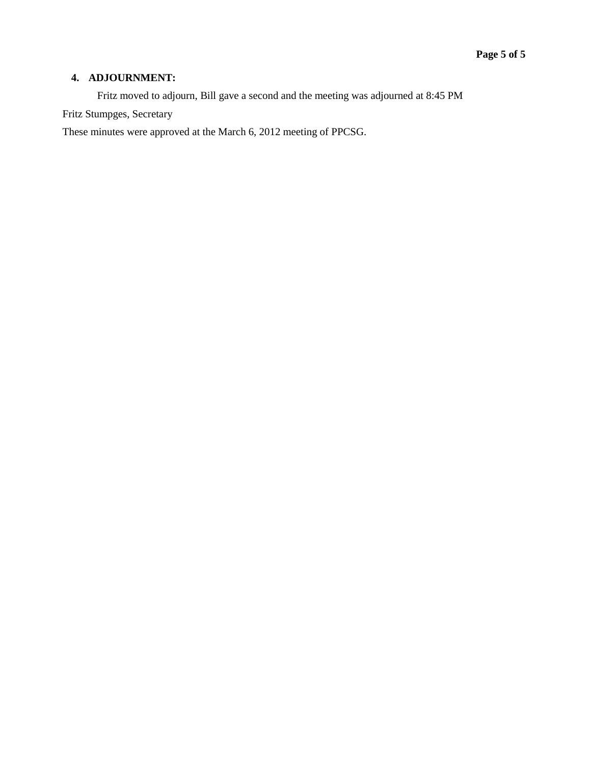## 4. ADJOURNMENT:

Fritz moved to adjourn, Bill gave a second and the meeting was adjourned at 8:45 PM

Fritz Stumpges, Secretary

These minutes were approved at the March 6, 2012 meeting of PPCSG.